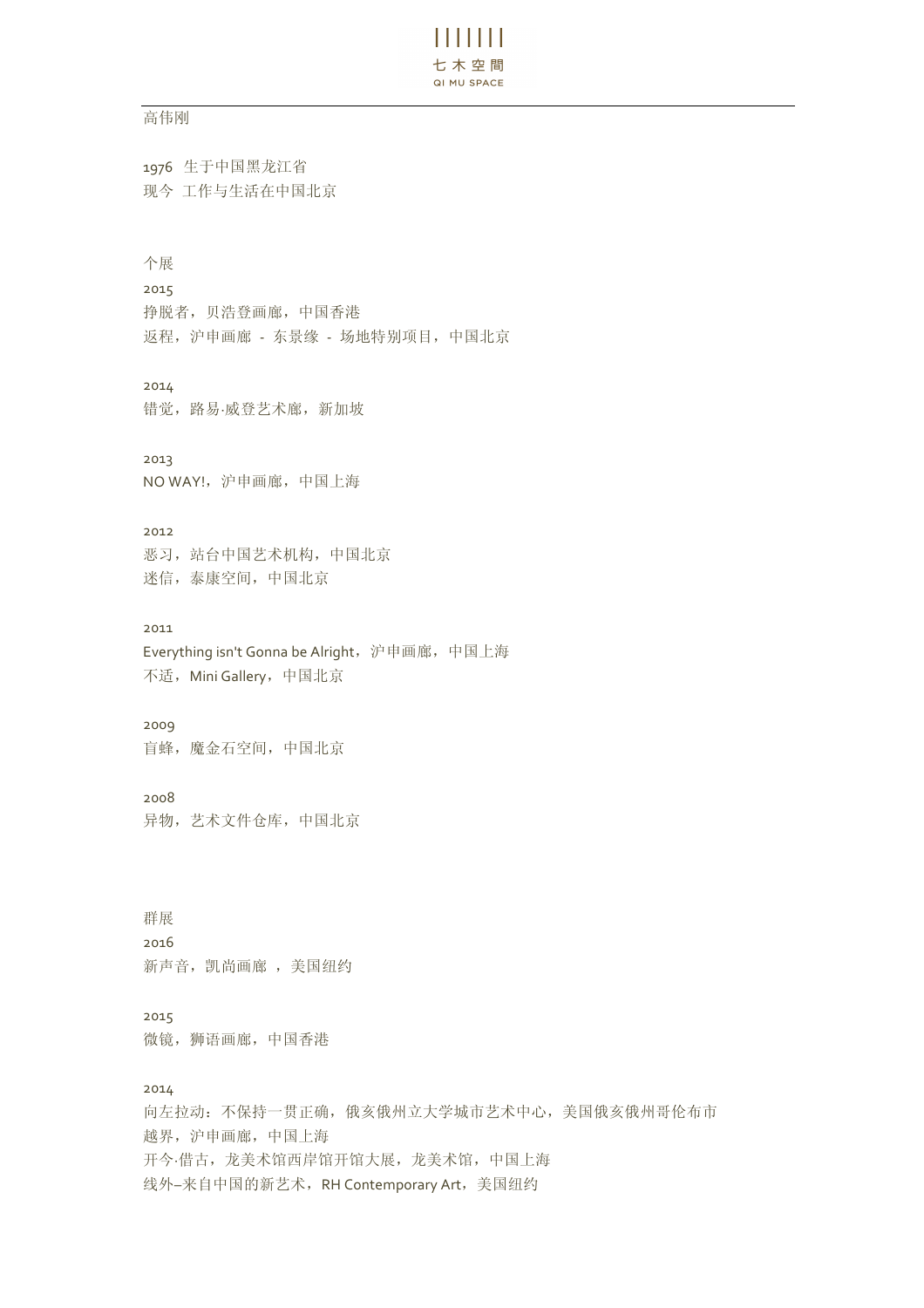# 高伟刚

1976 生于中国黑龙江省
现今 工作与生活在中国北京

## 个展

2015
挣脱者，贝浩登画廊，中国香港
返程，沪申画廊 - 东景缘 - 场地特别项目，中国北京

2014
错觉，路易·威登艺术廊，新加坡

2013
NO WAY!，沪申画廊，中国上海

2012
恶习，站台中国艺术机构，中国北京
迷信，泰康空间，中国北京

2011
Everything isn't Gonna be Alright，沪申画廊，中国上海
不适，Mini Gallery，中国北京

2009
盲蜂，魔金石空间，中国北京

2008
异物，艺术文件仓库，中国北京

## 群展

2016
新声音，凯尚画廊 ，美国纽约

2015
微镜，狮语画廊，中国香港

2014
向左拉动：不保持一贯正确，俄亥俄州立大学城市艺术中心，美国俄亥俄州哥伦布市
越界，沪申画廊，中国上海
开今·借古，龙美术馆西岸馆开馆大展，龙美术馆，中国上海
线外–来自中国的新艺术，RH Contemporary Art，美国纽约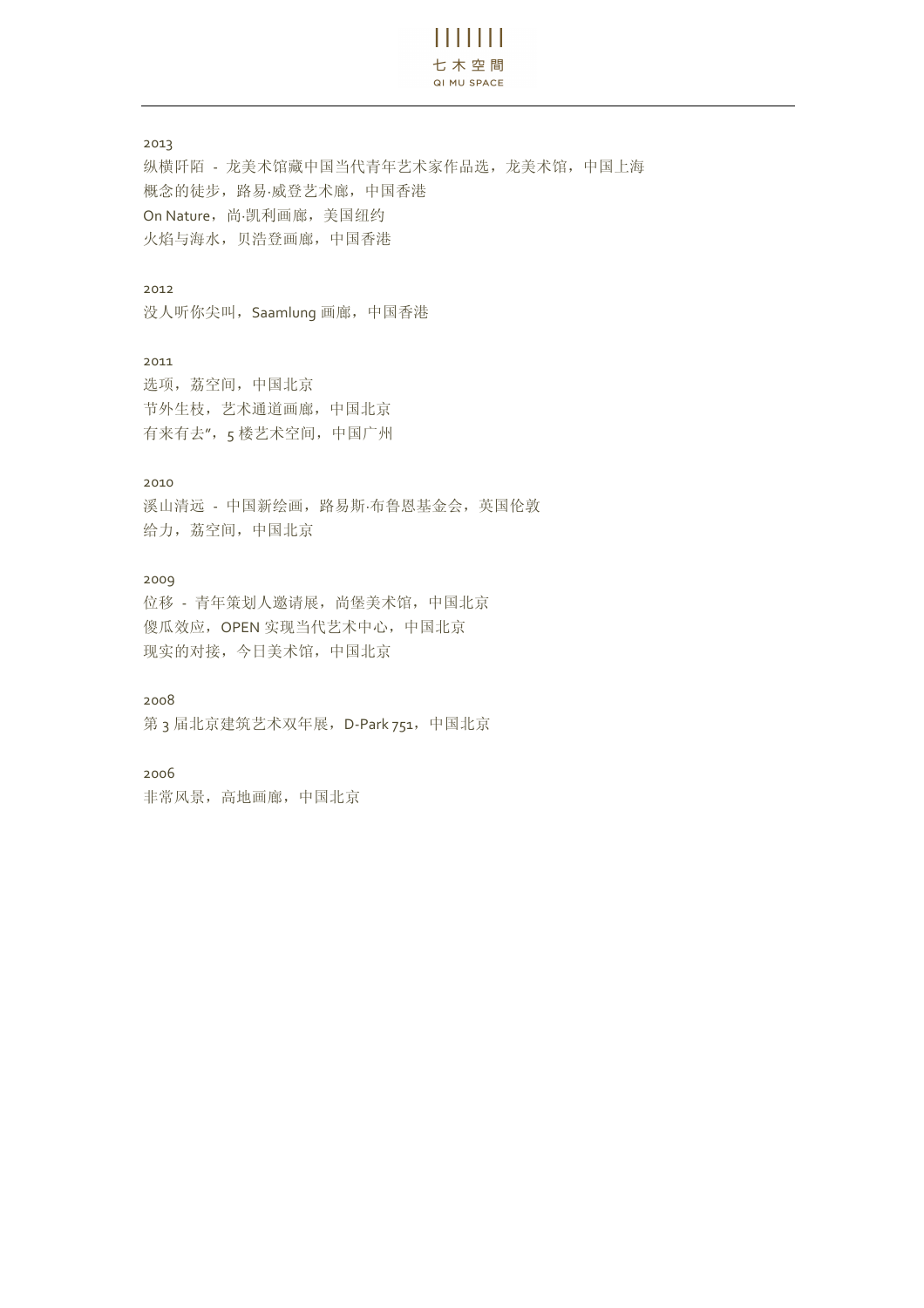2013

纵横阡陌 - 龙美术馆藏中国当代青年艺术家作品选，龙美术馆，中国上海

概念的徒步，路易·威登艺术廊，中国香港

On Nature，尚·凯利画廊，美国纽约

火焰与海水，贝浩登画廊，中国香港

2012

没人听你尖叫，Saamlung 画廊，中国香港

2011

选项，荔空间，中国北京

节外生枝，艺术通道画廊，中国北京

有来有去"，5 楼艺术空间，中国广州

2010

溪山清远 - 中国新绘画，路易斯·布鲁恩基金会，英国伦敦

给力，荔空间，中国北京

2009

位移 - 青年策划人邀请展，尚堡美术馆，中国北京

傻瓜效应，OPEN 实现当代艺术中心，中国北京

现实的对接，今日美术馆，中国北京

2008

第 3 届北京建筑艺术双年展，D-Park 751，中国北京

2006

非常风景，高地画廊，中国北京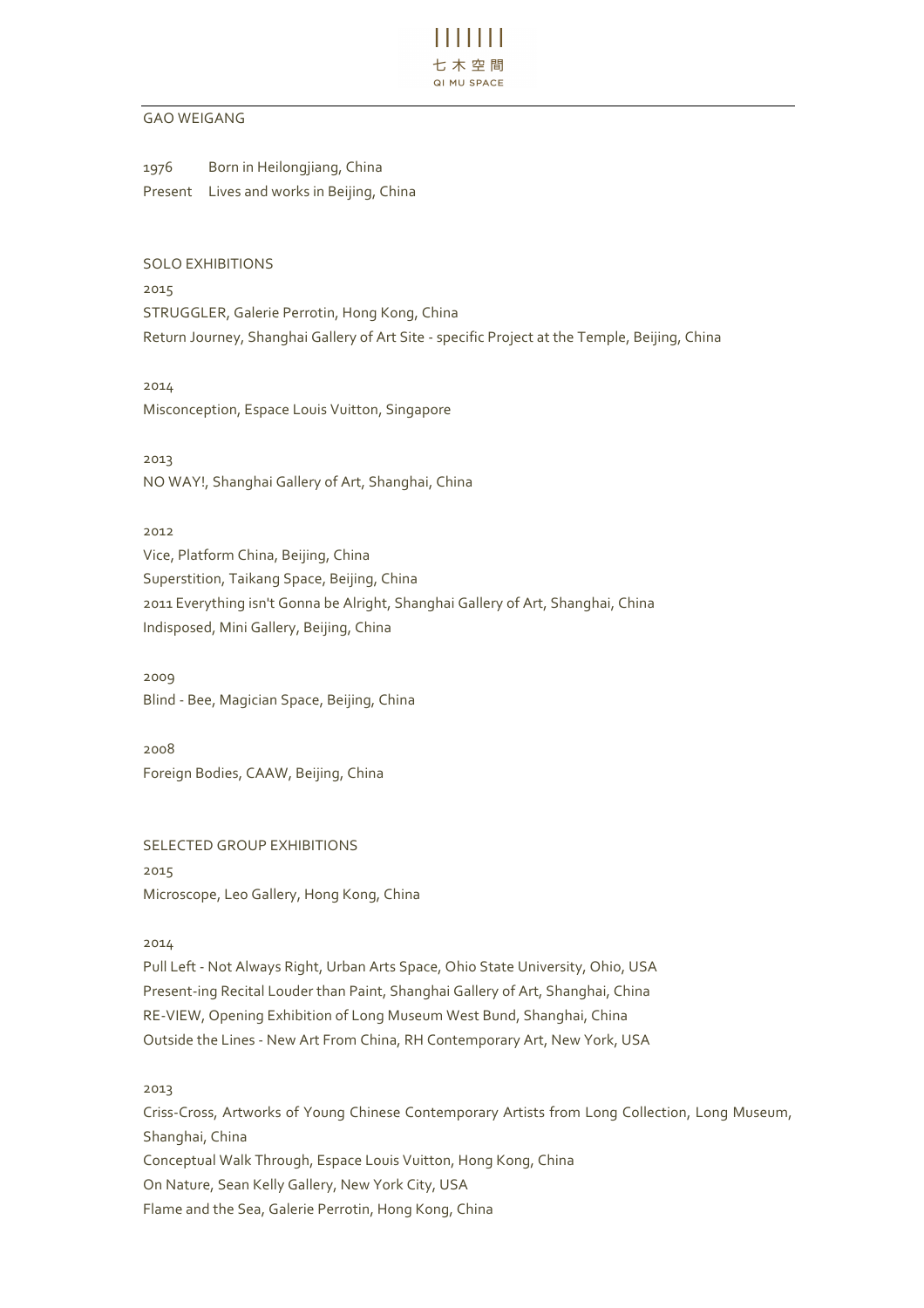七木空間
QI MU SPACE

GAO WEIGANG

1976 Born in Heilongjiang, China
Present Lives and works in Beijing, China

## SOLO EXHIBITIONS

2015
STRUGGLER, Galerie Perrotin, Hong Kong, China
Return Journey, Shanghai Gallery of Art Site - specific Project at the Temple, Beijing, China

2014
Misconception, Espace Louis Vuitton, Singapore

2013
NO WAY!, Shanghai Gallery of Art, Shanghai, China

2012
Vice, Platform China, Beijing, China
Superstition, Taikang Space, Beijing, China
2011 Everything isn't Gonna be Alright, Shanghai Gallery of Art, Shanghai, China
Indisposed, Mini Gallery, Beijing, China

2009
Blind - Bee, Magician Space, Beijing, China

2008
Foreign Bodies, CAAW, Beijing, China

## SELECTED GROUP EXHIBITIONS

2015
Microscope, Leo Gallery, Hong Kong, China

2014
Pull Left - Not Always Right, Urban Arts Space, Ohio State University, Ohio, USA
Present-ing Recital Louder than Paint, Shanghai Gallery of Art, Shanghai, China
RE-VIEW, Opening Exhibition of Long Museum West Bund, Shanghai, China
Outside the Lines - New Art From China, RH Contemporary Art, New York, USA

2013
Criss-Cross, Artworks of Young Chinese Contemporary Artists from Long Collection, Long Museum, Shanghai, China
Conceptual Walk Through, Espace Louis Vuitton, Hong Kong, China
On Nature, Sean Kelly Gallery, New York City, USA
Flame and the Sea, Galerie Perrotin, Hong Kong, China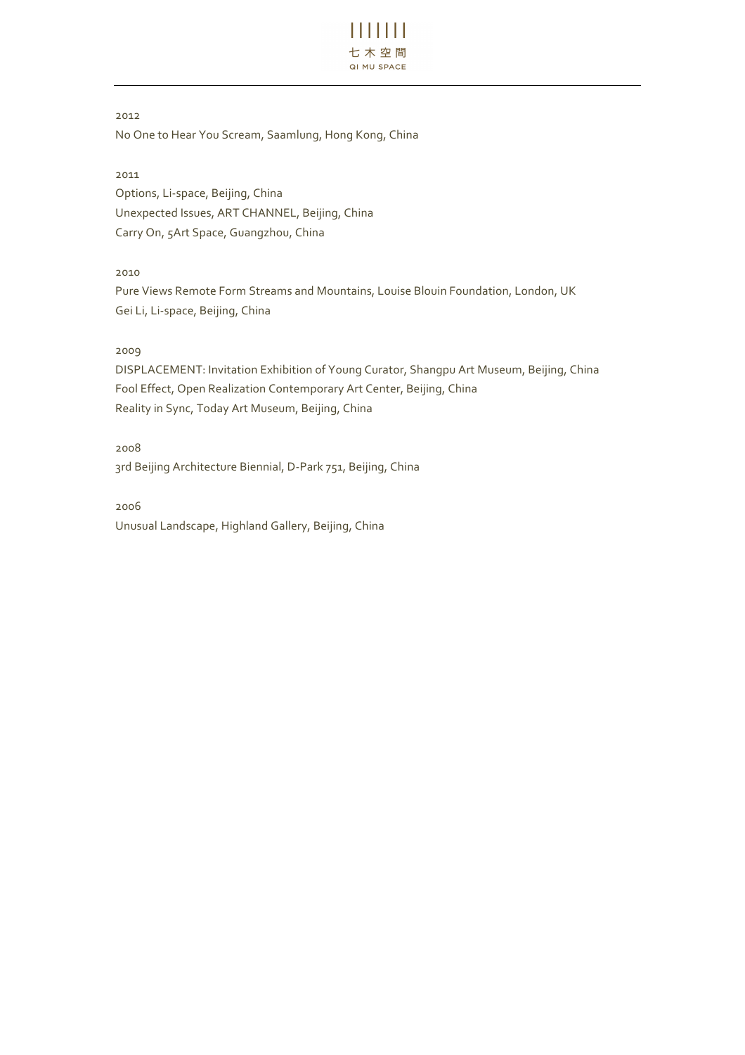2012

No One to Hear You Scream, Saamlung, Hong Kong, China

2011

Options, Li-space, Beijing, China

Unexpected Issues, ART CHANNEL, Beijing, China

Carry On, 5Art Space, Guangzhou, China

2010

Pure Views Remote Form Streams and Mountains, Louise Blouin Foundation, London, UK

Gei Li, Li-space, Beijing, China

2009

DISPLACEMENT: Invitation Exhibition of Young Curator, Shangpu Art Museum, Beijing, China

Fool Effect, Open Realization Contemporary Art Center, Beijing, China

Reality in Sync, Today Art Museum, Beijing, China

2008

3rd Beijing Architecture Biennial, D-Park 751, Beijing, China

2006

Unusual Landscape, Highland Gallery, Beijing, China